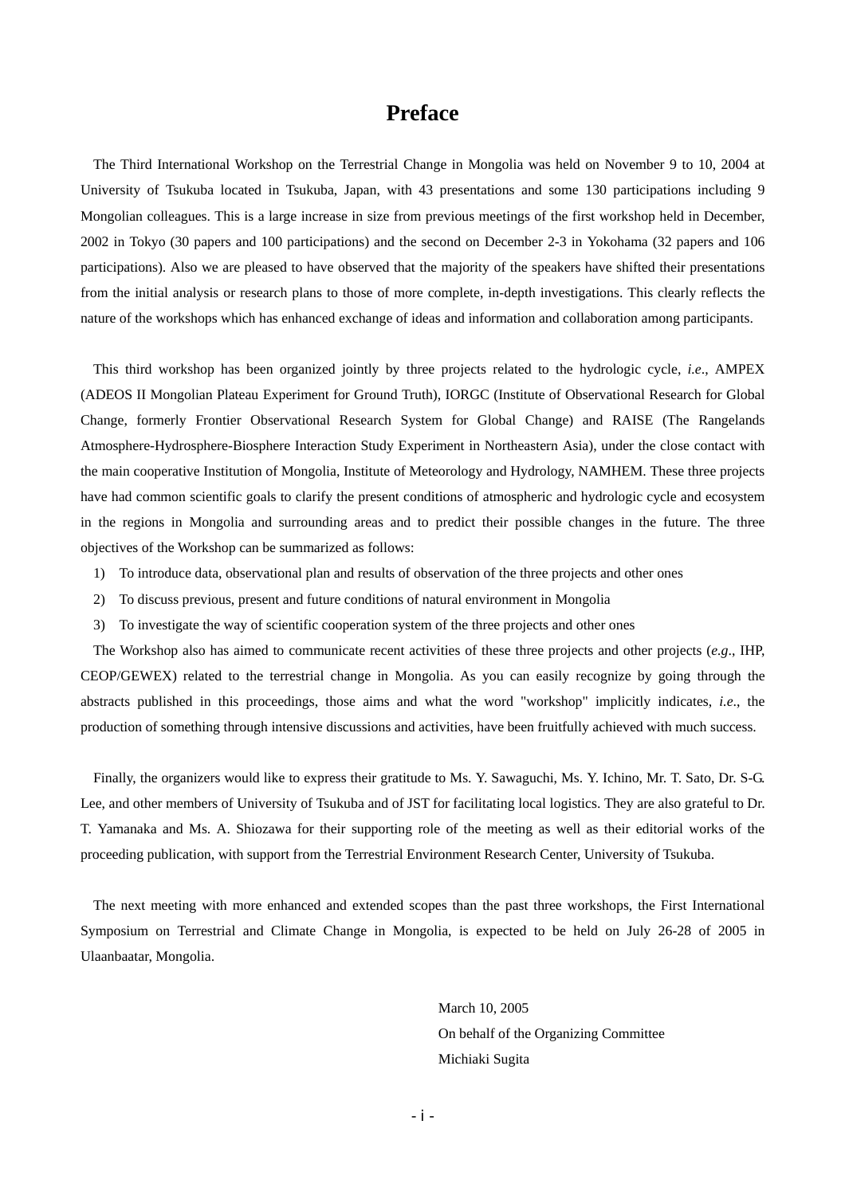# Preface

The Third International Workshop on the Terrestrial Change in Mongolia was held on November 9 to 10, 2004 at University of Tsukuba located in Tsukuba, Japan, with 43 presentations and some 130 participations including 9 Mongolian colleagues. This is a large increase in size from previous meetings of the first workshop held in December, 2002 in Tokyo (30 papers and 100 participations) and the second on December 2-3 in Yokohama (32 papers and 106 participations). Also we are pleased to have observed that the majority of the speakers have shifted their presentations from the initial analysis or research plans to those of more complete, in-depth investigations. This clearly reflects the nature of the workshops which has enhanced exchange of ideas and information and collaboration among participants.

This third workshop has been organized jointly by three projects related to the hydrologic cycle, *i.e*., AMPEX (ADEOS II Mongolian Plateau Experiment for Ground Truth), IORGC (Institute of Observational Research for Global Change, formerly Frontier Observational Research System for Global Change) and RAISE (The Rangelands Atmosphere-Hydrosphere-Biosphere Interaction Study Experiment in Northeastern Asia), under the close contact with the main cooperative Institution of Mongolia, Institute of Meteorology and Hydrology, NAMHEM. These three projects have had common scientific goals to clarify the present conditions of atmospheric and hydrologic cycle and ecosystem in the regions in Mongolia and surrounding areas and to predict their possible changes in the future. The three objectives of the Workshop can be summarized as follows:

1) To introduce data, observational plan and results of observation of the three projects and other ones
2) To discuss previous, present and future conditions of natural environment in Mongolia
3) To investigate the way of scientific cooperation system of the three projects and other ones

The Workshop also has aimed to communicate recent activities of these three projects and other projects (*e.g*., IHP, CEOP/GEWEX) related to the terrestrial change in Mongolia. As you can easily recognize by going through the abstracts published in this proceedings, those aims and what the word "workshop" implicitly indicates, *i.e*., the production of something through intensive discussions and activities, have been fruitfully achieved with much success.

Finally, the organizers would like to express their gratitude to Ms. Y. Sawaguchi, Ms. Y. Ichino, Mr. T. Sato, Dr. S-G. Lee, and other members of University of Tsukuba and of JST for facilitating local logistics. They are also grateful to Dr. T. Yamanaka and Ms. A. Shiozawa for their supporting role of the meeting as well as their editorial works of the proceeding publication, with support from the Terrestrial Environment Research Center, University of Tsukuba.

The next meeting with more enhanced and extended scopes than the past three workshops, the First International Symposium on Terrestrial and Climate Change in Mongolia, is expected to be held on July 26-28 of 2005 in Ulaanbaatar, Mongolia.

March 10, 2005  
On behalf of the Organizing Committee  
Michiaki Sugita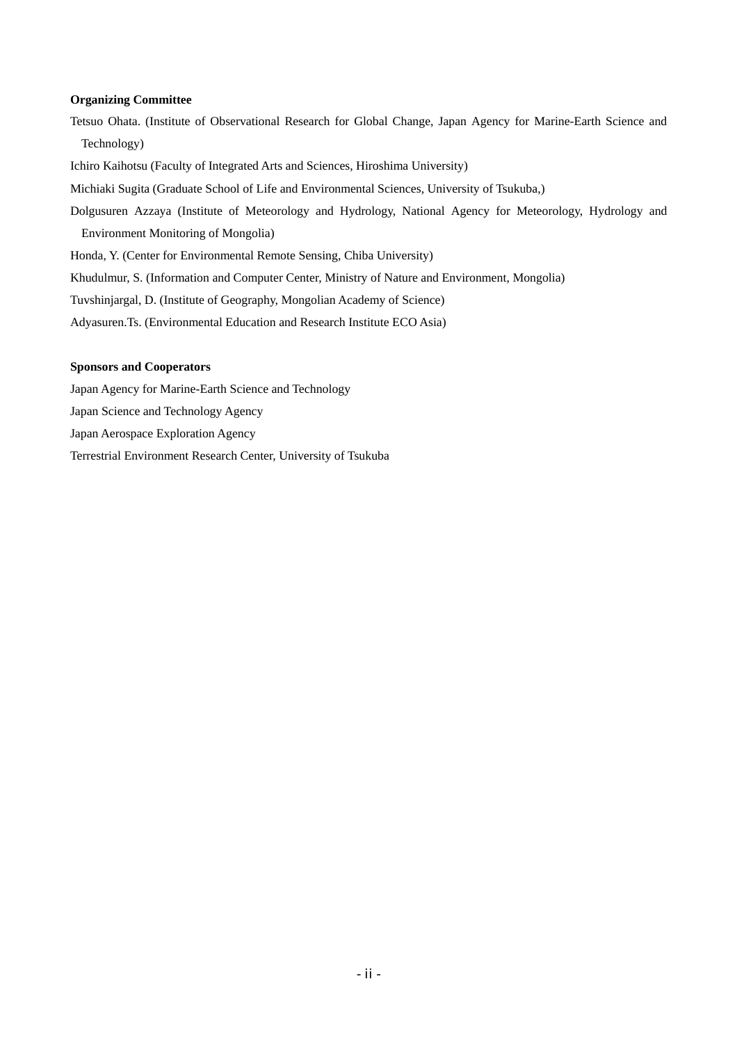**Organizing Committee**

Tetsuo Ohata. (Institute of Observational Research for Global Change, Japan Agency for Marine-Earth Science and Technology)

Ichiro Kaihotsu (Faculty of Integrated Arts and Sciences, Hiroshima University)

Michiaki Sugita (Graduate School of Life and Environmental Sciences, University of Tsukuba,)

Dolgusuren Azzaya (Institute of Meteorology and Hydrology, National Agency for Meteorology, Hydrology and Environment Monitoring of Mongolia)

Honda, Y. (Center for Environmental Remote Sensing, Chiba University)

Khudulmur, S. (Information and Computer Center, Ministry of Nature and Environment, Mongolia)

Tuvshinjargal, D. (Institute of Geography, Mongolian Academy of Science)

Adyasuren.Ts. (Environmental Education and Research Institute ECO Asia)

**Sponsors and Cooperators**

Japan Agency for Marine-Earth Science and Technology

Japan Science and Technology Agency

Japan Aerospace Exploration Agency

Terrestrial Environment Research Center, University of Tsukuba